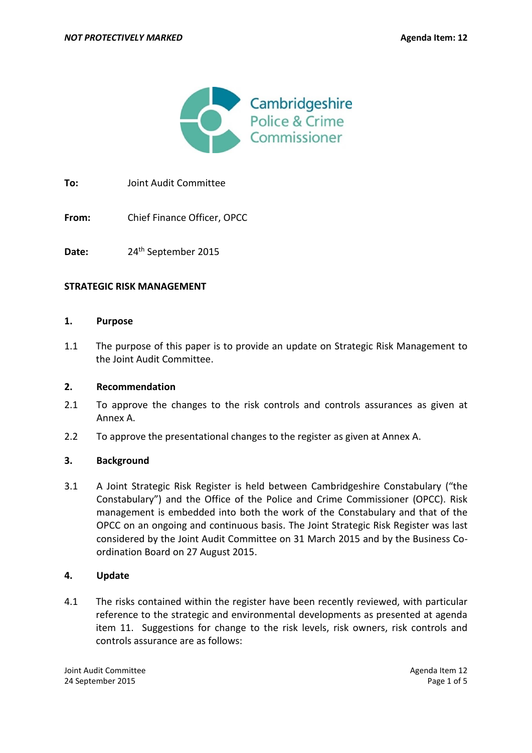NOT PROTECTIVELY MARKED

Agenda Item: 12

Cambridgeshire Police & Crime Commissioner

**To:** Joint Audit Committee

**From:** Chief Finance Officer, OPCC

**Date:** 24th September 2015

**STRATEGIC RISK MANAGEMENT**

## 1. Purpose

1.1 The purpose of this paper is to provide an update on Strategic Risk Management to the Joint Audit Committee.

## 2. Recommendation

2.1 To approve the changes to the risk controls and controls assurances as given at Annex A.

2.2 To approve the presentational changes to the register as given at Annex A.

## 3. Background

3.1 A Joint Strategic Risk Register is held between Cambridgeshire Constabulary ("the Constabulary") and the Office of the Police and Crime Commissioner (OPCC). Risk management is embedded into both the work of the Constabulary and that of the OPCC on an ongoing and continuous basis. The Joint Strategic Risk Register was last considered by the Joint Audit Committee on 31 March 2015 and by the Business Co-ordination Board on 27 August 2015.

## 4. Update

4.1 The risks contained within the register have been recently reviewed, with particular reference to the strategic and environmental developments as presented at agenda item 11. Suggestions for change to the risk levels, risk owners, risk controls and controls assurance are as follows: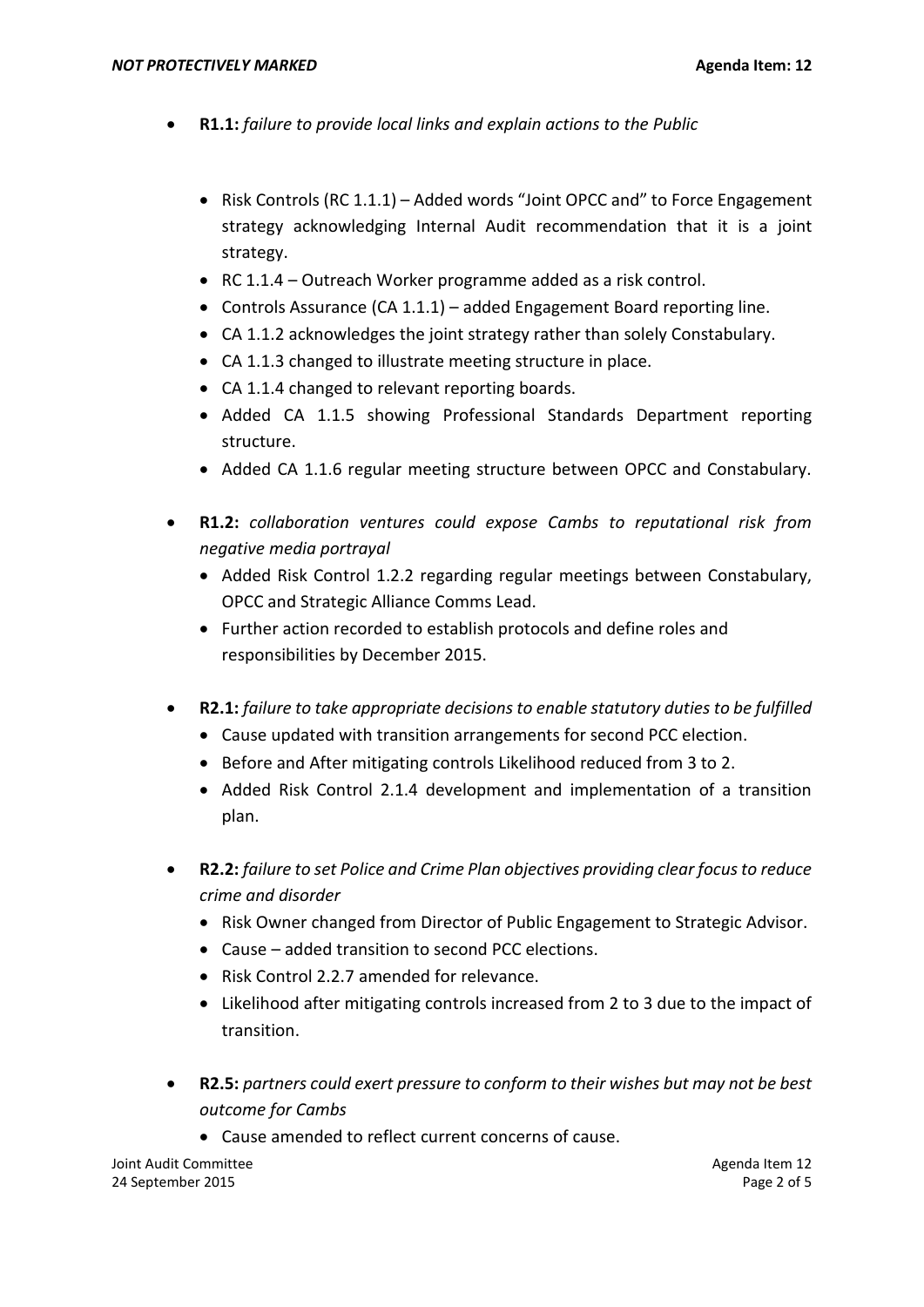- **R1.1:** *failure to provide local links and explain actions to the Public*

  - Risk Controls (RC 1.1.1) – Added words "Joint OPCC and" to Force Engagement strategy acknowledging Internal Audit recommendation that it is a joint strategy.
  - RC 1.1.4 – Outreach Worker programme added as a risk control.
  - Controls Assurance (CA 1.1.1) – added Engagement Board reporting line.
  - CA 1.1.2 acknowledges the joint strategy rather than solely Constabulary.
  - CA 1.1.3 changed to illustrate meeting structure in place.
  - CA 1.1.4 changed to relevant reporting boards.
  - Added CA 1.1.5 showing Professional Standards Department reporting structure.
  - Added CA 1.1.6 regular meeting structure between OPCC and Constabulary.

- **R1.2:** *collaboration ventures could expose Cambs to reputational risk from negative media portrayal*
  - Added Risk Control 1.2.2 regarding regular meetings between Constabulary, OPCC and Strategic Alliance Comms Lead.
  - Further action recorded to establish protocols and define roles and responsibilities by December 2015.

- **R2.1:** *failure to take appropriate decisions to enable statutory duties to be fulfilled*
  - Cause updated with transition arrangements for second PCC election.
  - Before and After mitigating controls Likelihood reduced from 3 to 2.
  - Added Risk Control 2.1.4 development and implementation of a transition plan.

- **R2.2:** *failure to set Police and Crime Plan objectives providing clear focus to reduce crime and disorder*
  - Risk Owner changed from Director of Public Engagement to Strategic Advisor.
  - Cause – added transition to second PCC elections.
  - Risk Control 2.2.7 amended for relevance.
  - Likelihood after mitigating controls increased from 2 to 3 due to the impact of transition.

- **R2.5:** *partners could exert pressure to conform to their wishes but may not be best outcome for Cambs*
  - Cause amended to reflect current concerns of cause.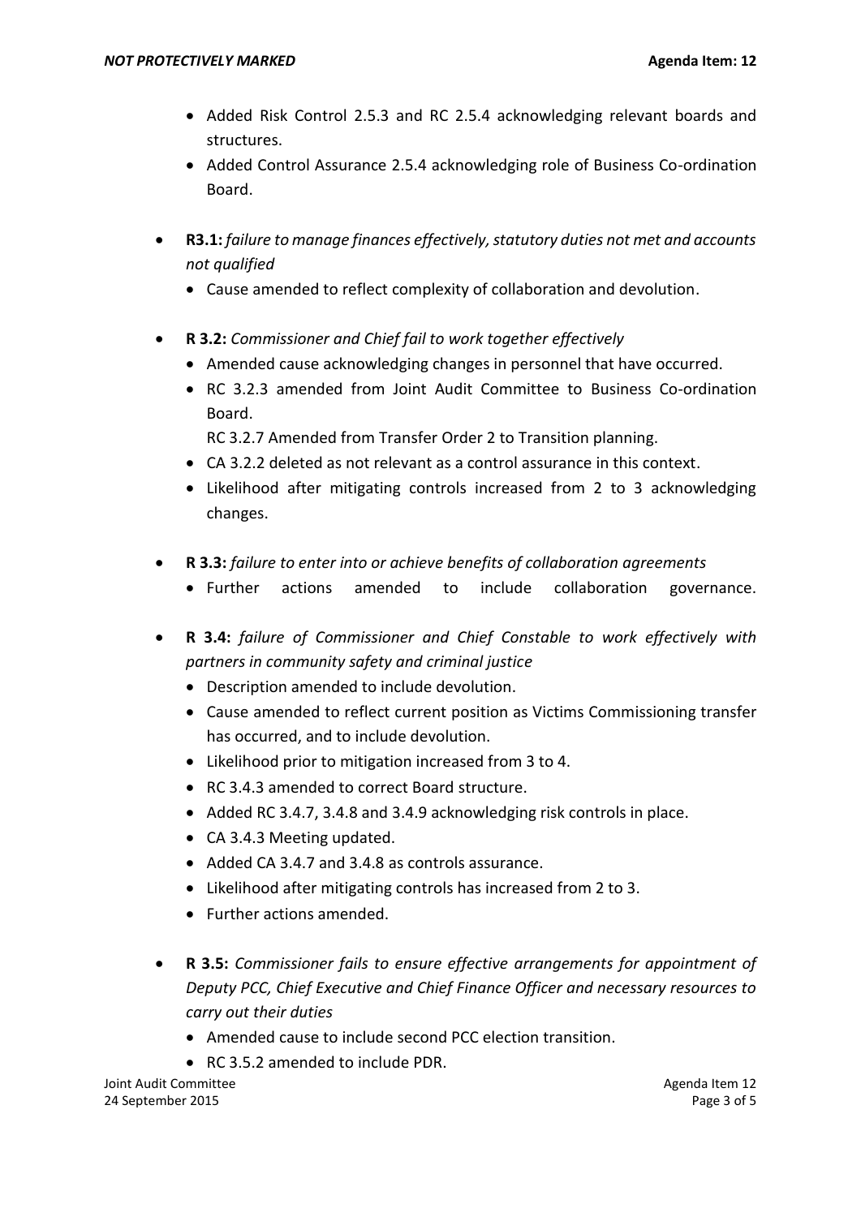- Added Risk Control 2.5.3 and RC 2.5.4 acknowledging relevant boards and structures.
- Added Control Assurance 2.5.4 acknowledging role of Business Co-ordination Board.

- **R3.1:** *failure to manage finances effectively, statutory duties not met and accounts not qualified*
  - Cause amended to reflect complexity of collaboration and devolution.

- **R 3.2:** *Commissioner and Chief fail to work together effectively*
  - Amended cause acknowledging changes in personnel that have occurred.
  - RC 3.2.3 amended from Joint Audit Committee to Business Co-ordination Board.

    RC 3.2.7 Amended from Transfer Order 2 to Transition planning.
  - CA 3.2.2 deleted as not relevant as a control assurance in this context.
  - Likelihood after mitigating controls increased from 2 to 3 acknowledging changes.

- **R 3.3:** *failure to enter into or achieve benefits of collaboration agreements*
  - Further actions amended to include collaboration governance.

- **R 3.4:** *failure of Commissioner and Chief Constable to work effectively with partners in community safety and criminal justice*
  - Description amended to include devolution.
  - Cause amended to reflect current position as Victims Commissioning transfer has occurred, and to include devolution.
  - Likelihood prior to mitigation increased from 3 to 4.
  - RC 3.4.3 amended to correct Board structure.
  - Added RC 3.4.7, 3.4.8 and 3.4.9 acknowledging risk controls in place.
  - CA 3.4.3 Meeting updated.
  - Added CA 3.4.7 and 3.4.8 as controls assurance.
  - Likelihood after mitigating controls has increased from 2 to 3.
  - Further actions amended.

- **R 3.5:** *Commissioner fails to ensure effective arrangements for appointment of Deputy PCC, Chief Executive and Chief Finance Officer and necessary resources to carry out their duties*
  - Amended cause to include second PCC election transition.
  - RC 3.5.2 amended to include PDR.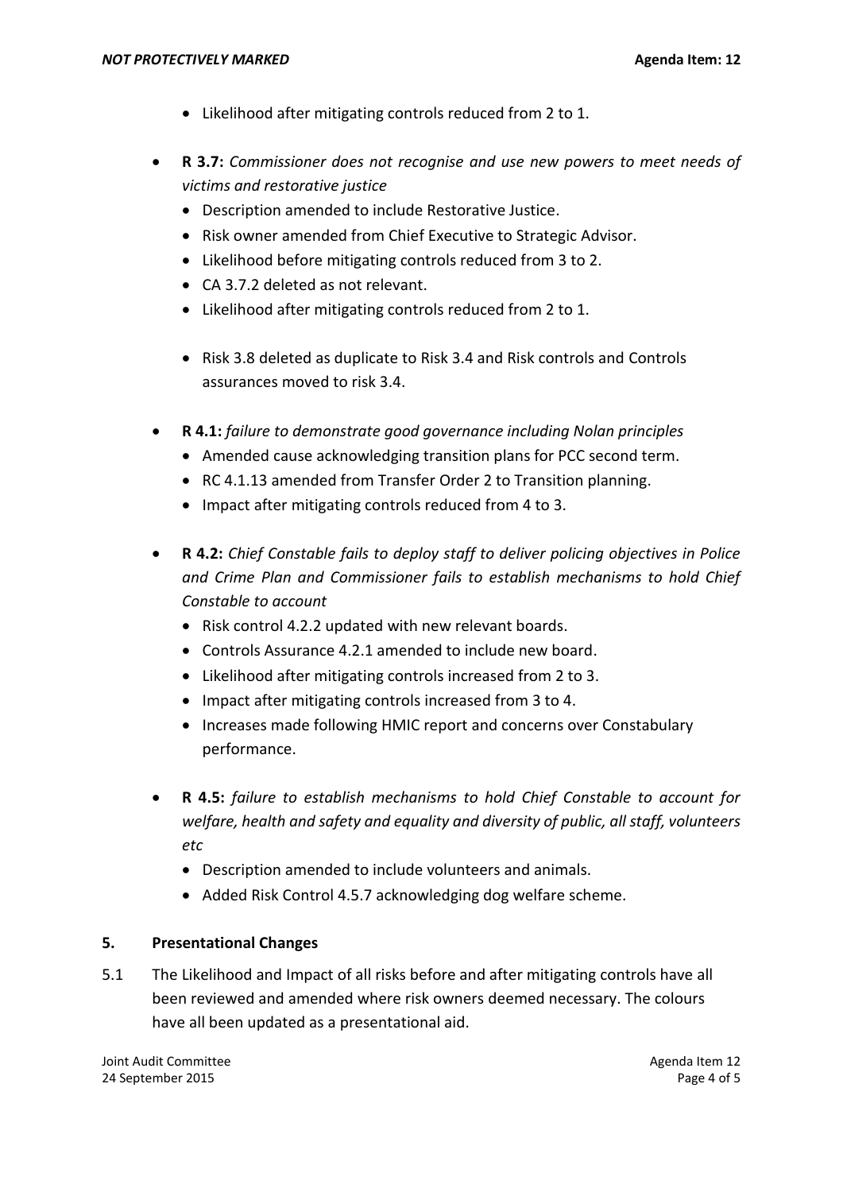- Likelihood after mitigating controls reduced from 2 to 1.

- **R 3.7:** *Commissioner does not recognise and use new powers to meet needs of victims and restorative justice*
    - Description amended to include Restorative Justice.
    - Risk owner amended from Chief Executive to Strategic Advisor.
    - Likelihood before mitigating controls reduced from 3 to 2.
    - CA 3.7.2 deleted as not relevant.
    - Likelihood after mitigating controls reduced from 2 to 1.

    - Risk 3.8 deleted as duplicate to Risk 3.4 and Risk controls and Controls assurances moved to risk 3.4.

- **R 4.1:** *failure to demonstrate good governance including Nolan principles*
    - Amended cause acknowledging transition plans for PCC second term.
    - RC 4.1.13 amended from Transfer Order 2 to Transition planning.
    - Impact after mitigating controls reduced from 4 to 3.

- **R 4.2:** *Chief Constable fails to deploy staff to deliver policing objectives in Police and Crime Plan and Commissioner fails to establish mechanisms to hold Chief Constable to account*
    - Risk control 4.2.2 updated with new relevant boards.
    - Controls Assurance 4.2.1 amended to include new board.
    - Likelihood after mitigating controls increased from 2 to 3.
    - Impact after mitigating controls increased from 3 to 4.
    - Increases made following HMIC report and concerns over Constabulary performance.

- **R 4.5:** *failure to establish mechanisms to hold Chief Constable to account for welfare, health and safety and equality and diversity of public, all staff, volunteers etc*
    - Description amended to include volunteers and animals.
    - Added Risk Control 4.5.7 acknowledging dog welfare scheme.

## 5. Presentational Changes

5.1 The Likelihood and Impact of all risks before and after mitigating controls have all been reviewed and amended where risk owners deemed necessary. The colours have all been updated as a presentational aid.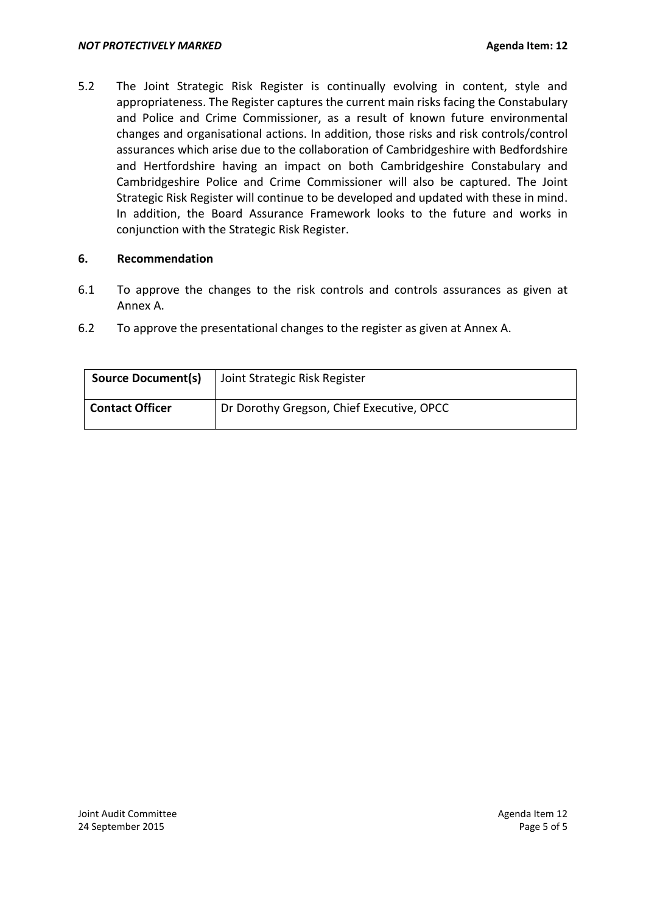5.2 The Joint Strategic Risk Register is continually evolving in content, style and appropriateness. The Register captures the current main risks facing the Constabulary and Police and Crime Commissioner, as a result of known future environmental changes and organisational actions. In addition, those risks and risk controls/control assurances which arise due to the collaboration of Cambridgeshire with Bedfordshire and Hertfordshire having an impact on both Cambridgeshire Constabulary and Cambridgeshire Police and Crime Commissioner will also be captured. The Joint Strategic Risk Register will continue to be developed and updated with these in mind. In addition, the Board Assurance Framework looks to the future and works in conjunction with the Strategic Risk Register.

## 6. Recommendation

6.1 To approve the changes to the risk controls and controls assurances as given at Annex A.

6.2 To approve the presentational changes to the register as given at Annex A.

| | |
|---|---|
| **Source Document(s)** | Joint Strategic Risk Register |
| **Contact Officer** | Dr Dorothy Gregson, Chief Executive, OPCC |